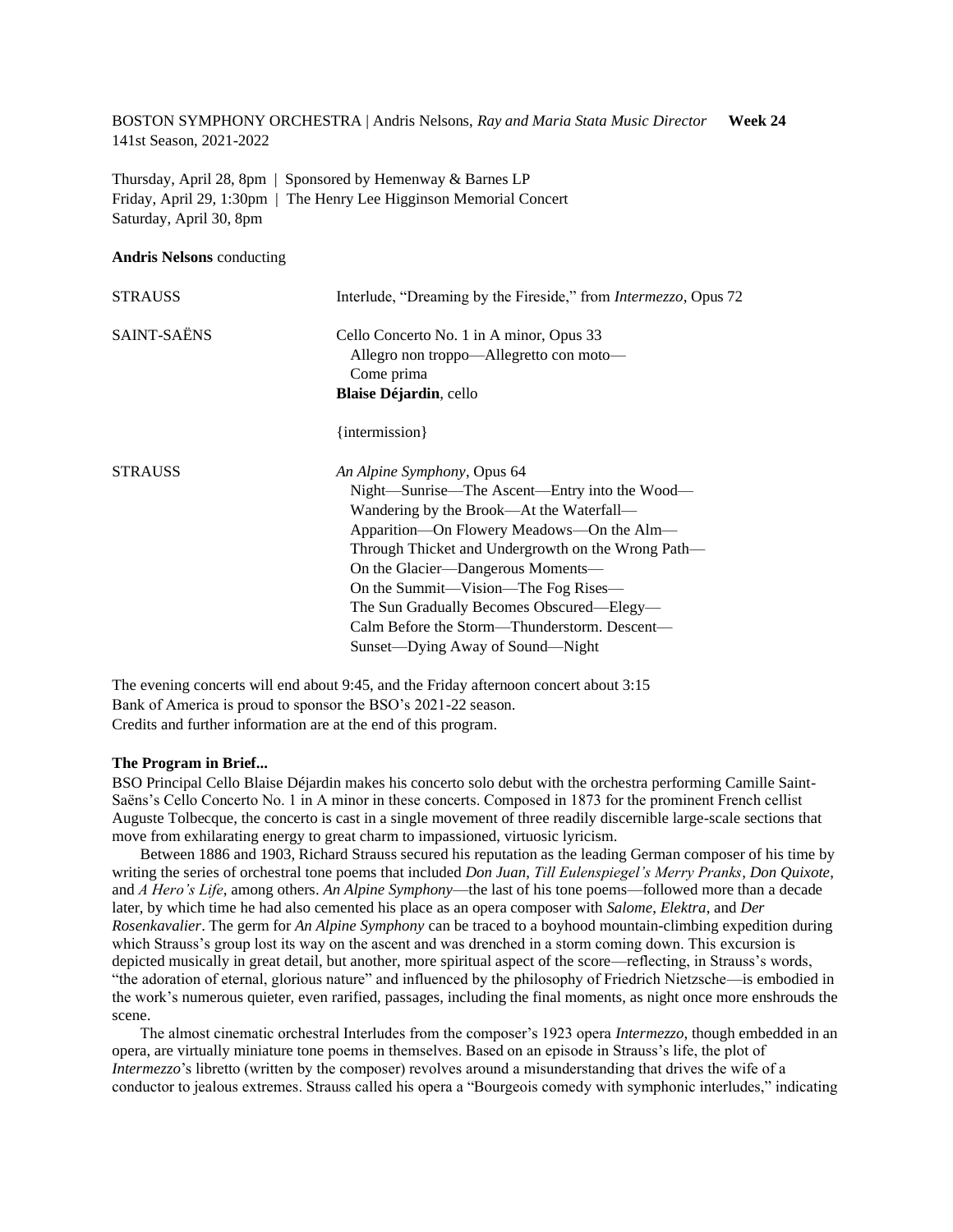BOSTON SYMPHONY ORCHESTRA | Andris Nelsons, *Ray and Maria Stata Music Director* **Week 24**
141st Season, 2021-2022

Thursday, April 28, 8pm | Sponsored by Hemenway & Barnes LP
Friday, April 29, 1:30pm | The Henry Lee Higginson Memorial Concert
Saturday, April 30, 8pm

**Andris Nelsons** conducting

STRAUSS — Interlude, "Dreaming by the Fireside," from *Intermezzo*, Opus 72

SAINT-SAËNS — Cello Concerto No. 1 in A minor, Opus 33
Allegro non troppo—Allegretto con moto—
Come prima
**Blaise Déjardin**, cello

{intermission}

STRAUSS — *An Alpine Symphony*, Opus 64
Night—Sunrise—The Ascent—Entry into the Wood—
Wandering by the Brook—At the Waterfall—
Apparition—On Flowery Meadows—On the Alm—
Through Thicket and Undergrowth on the Wrong Path—
On the Glacier—Dangerous Moments—
On the Summit—Vision—The Fog Rises—
The Sun Gradually Becomes Obscured—Elegy—
Calm Before the Storm—Thunderstorm. Descent—
Sunset—Dying Away of Sound—Night

The evening concerts will end about 9:45, and the Friday afternoon concert about 3:15
Bank of America is proud to sponsor the BSO's 2021-22 season.
Credits and further information are at the end of this program.

**The Program in Brief...**

BSO Principal Cello Blaise Déjardin makes his concerto solo debut with the orchestra performing Camille Saint-Saëns's Cello Concerto No. 1 in A minor in these concerts. Composed in 1873 for the prominent French cellist Auguste Tolbecque, the concerto is cast in a single movement of three readily discernible large-scale sections that move from exhilarating energy to great charm to impassioned, virtuosic lyricism.

Between 1886 and 1903, Richard Strauss secured his reputation as the leading German composer of his time by writing the series of orchestral tone poems that included *Don Juan*, *Till Eulenspiegel's Merry Pranks*, *Don Quixote*, and *A Hero's Life*, among others. *An Alpine Symphony*—the last of his tone poems—followed more than a decade later, by which time he had also cemented his place as an opera composer with *Salome*, *Elektra*, and *Der Rosenkavalier*. The germ for *An Alpine Symphony* can be traced to a boyhood mountain-climbing expedition during which Strauss's group lost its way on the ascent and was drenched in a storm coming down. This excursion is depicted musically in great detail, but another, more spiritual aspect of the score—reflecting, in Strauss's words, "the adoration of eternal, glorious nature" and influenced by the philosophy of Friedrich Nietzsche—is embodied in the work's numerous quieter, even rarified, passages, including the final moments, as night once more enshrouds the scene.

The almost cinematic orchestral Interludes from the composer's 1923 opera *Intermezzo*, though embedded in an opera, are virtually miniature tone poems in themselves. Based on an episode in Strauss's life, the plot of *Intermezzo*'s libretto (written by the composer) revolves around a misunderstanding that drives the wife of a conductor to jealous extremes. Strauss called his opera a "Bourgeois comedy with symphonic interludes," indicating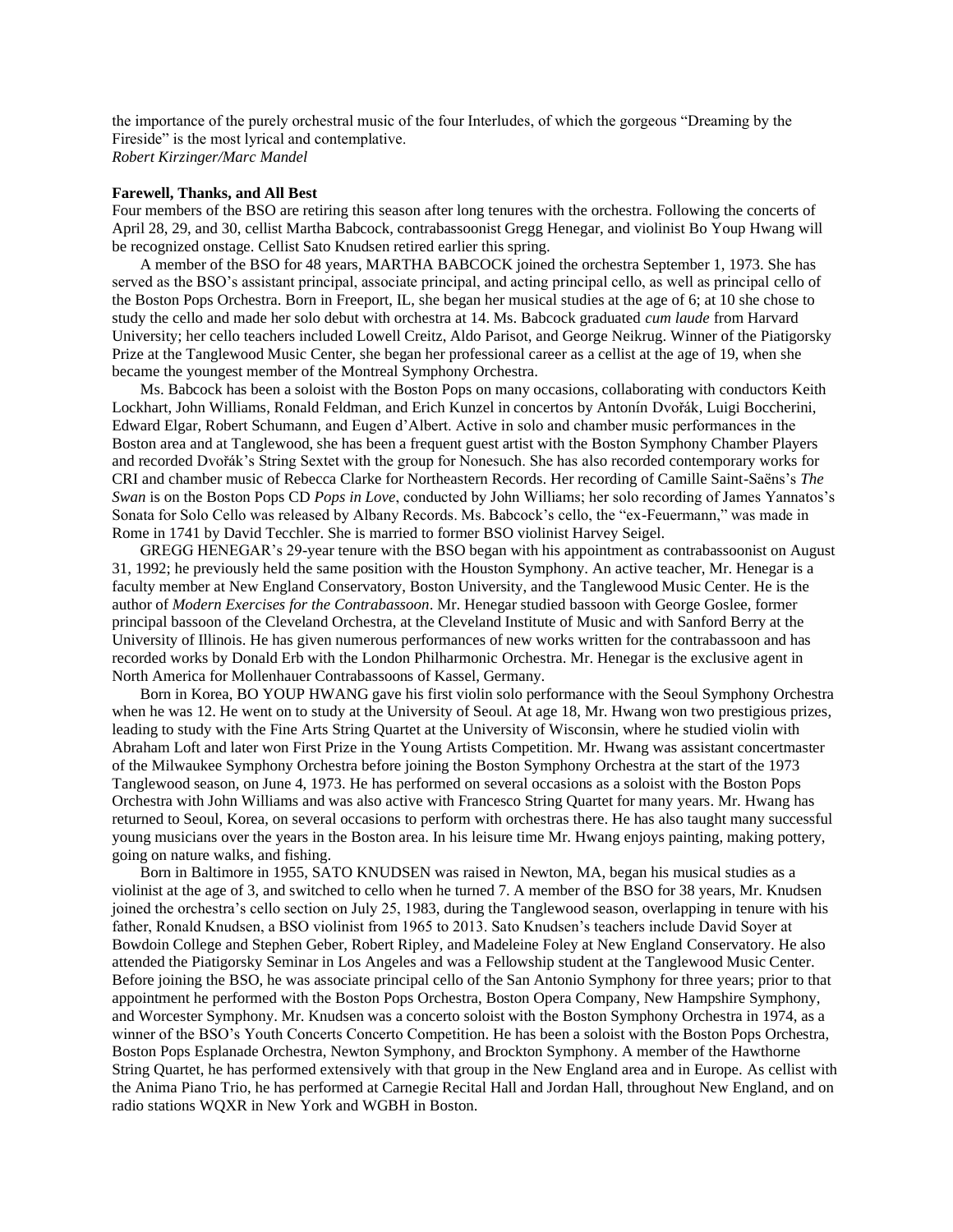the importance of the purely orchestral music of the four Interludes, of which the gorgeous "Dreaming by the Fireside" is the most lyrical and contemplative.
*Robert Kirzinger/Marc Mandel*

**Farewell, Thanks, and All Best**

Four members of the BSO are retiring this season after long tenures with the orchestra. Following the concerts of April 28, 29, and 30, cellist Martha Babcock, contrabassoonist Gregg Henegar, and violinist Bo Youp Hwang will be recognized onstage. Cellist Sato Knudsen retired earlier this spring.

A member of the BSO for 48 years, MARTHA BABCOCK joined the orchestra September 1, 1973. She has served as the BSO's assistant principal, associate principal, and acting principal cello, as well as principal cello of the Boston Pops Orchestra. Born in Freeport, IL, she began her musical studies at the age of 6; at 10 she chose to study the cello and made her solo debut with orchestra at 14. Ms. Babcock graduated *cum laude* from Harvard University; her cello teachers included Lowell Creitz, Aldo Parisot, and George Neikrug. Winner of the Piatigorsky Prize at the Tanglewood Music Center, she began her professional career as a cellist at the age of 19, when she became the youngest member of the Montreal Symphony Orchestra.

Ms. Babcock has been a soloist with the Boston Pops on many occasions, collaborating with conductors Keith Lockhart, John Williams, Ronald Feldman, and Erich Kunzel in concertos by Antonín Dvořák, Luigi Boccherini, Edward Elgar, Robert Schumann, and Eugen d'Albert. Active in solo and chamber music performances in the Boston area and at Tanglewood, she has been a frequent guest artist with the Boston Symphony Chamber Players and recorded Dvořák's String Sextet with the group for Nonesuch. She has also recorded contemporary works for CRI and chamber music of Rebecca Clarke for Northeastern Records. Her recording of Camille Saint-Saëns's *The Swan* is on the Boston Pops CD *Pops in Love*, conducted by John Williams; her solo recording of James Yannatos's Sonata for Solo Cello was released by Albany Records. Ms. Babcock's cello, the "ex-Feuermann," was made in Rome in 1741 by David Tecchler. She is married to former BSO violinist Harvey Seigel.

GREGG HENEGAR's 29-year tenure with the BSO began with his appointment as contrabassoonist on August 31, 1992; he previously held the same position with the Houston Symphony. An active teacher, Mr. Henegar is a faculty member at New England Conservatory, Boston University, and the Tanglewood Music Center. He is the author of *Modern Exercises for the Contrabassoon*. Mr. Henegar studied bassoon with George Goslee, former principal bassoon of the Cleveland Orchestra, at the Cleveland Institute of Music and with Sanford Berry at the University of Illinois. He has given numerous performances of new works written for the contrabassoon and has recorded works by Donald Erb with the London Philharmonic Orchestra. Mr. Henegar is the exclusive agent in North America for Mollenhauer Contrabassoons of Kassel, Germany.

Born in Korea, BO YOUP HWANG gave his first violin solo performance with the Seoul Symphony Orchestra when he was 12. He went on to study at the University of Seoul. At age 18, Mr. Hwang won two prestigious prizes, leading to study with the Fine Arts String Quartet at the University of Wisconsin, where he studied violin with Abraham Loft and later won First Prize in the Young Artists Competition. Mr. Hwang was assistant concertmaster of the Milwaukee Symphony Orchestra before joining the Boston Symphony Orchestra at the start of the 1973 Tanglewood season, on June 4, 1973. He has performed on several occasions as a soloist with the Boston Pops Orchestra with John Williams and was also active with Francesco String Quartet for many years. Mr. Hwang has returned to Seoul, Korea, on several occasions to perform with orchestras there. He has also taught many successful young musicians over the years in the Boston area. In his leisure time Mr. Hwang enjoys painting, making pottery, going on nature walks, and fishing.

Born in Baltimore in 1955, SATO KNUDSEN was raised in Newton, MA, began his musical studies as a violinist at the age of 3, and switched to cello when he turned 7. A member of the BSO for 38 years, Mr. Knudsen joined the orchestra's cello section on July 25, 1983, during the Tanglewood season, overlapping in tenure with his father, Ronald Knudsen, a BSO violinist from 1965 to 2013. Sato Knudsen's teachers include David Soyer at Bowdoin College and Stephen Geber, Robert Ripley, and Madeleine Foley at New England Conservatory. He also attended the Piatigorsky Seminar in Los Angeles and was a Fellowship student at the Tanglewood Music Center. Before joining the BSO, he was associate principal cello of the San Antonio Symphony for three years; prior to that appointment he performed with the Boston Pops Orchestra, Boston Opera Company, New Hampshire Symphony, and Worcester Symphony. Mr. Knudsen was a concerto soloist with the Boston Symphony Orchestra in 1974, as a winner of the BSO's Youth Concerts Concerto Competition. He has been a soloist with the Boston Pops Orchestra, Boston Pops Esplanade Orchestra, Newton Symphony, and Brockton Symphony. A member of the Hawthorne String Quartet, he has performed extensively with that group in the New England area and in Europe. As cellist with the Anima Piano Trio, he has performed at Carnegie Recital Hall and Jordan Hall, throughout New England, and on radio stations WQXR in New York and WGBH in Boston.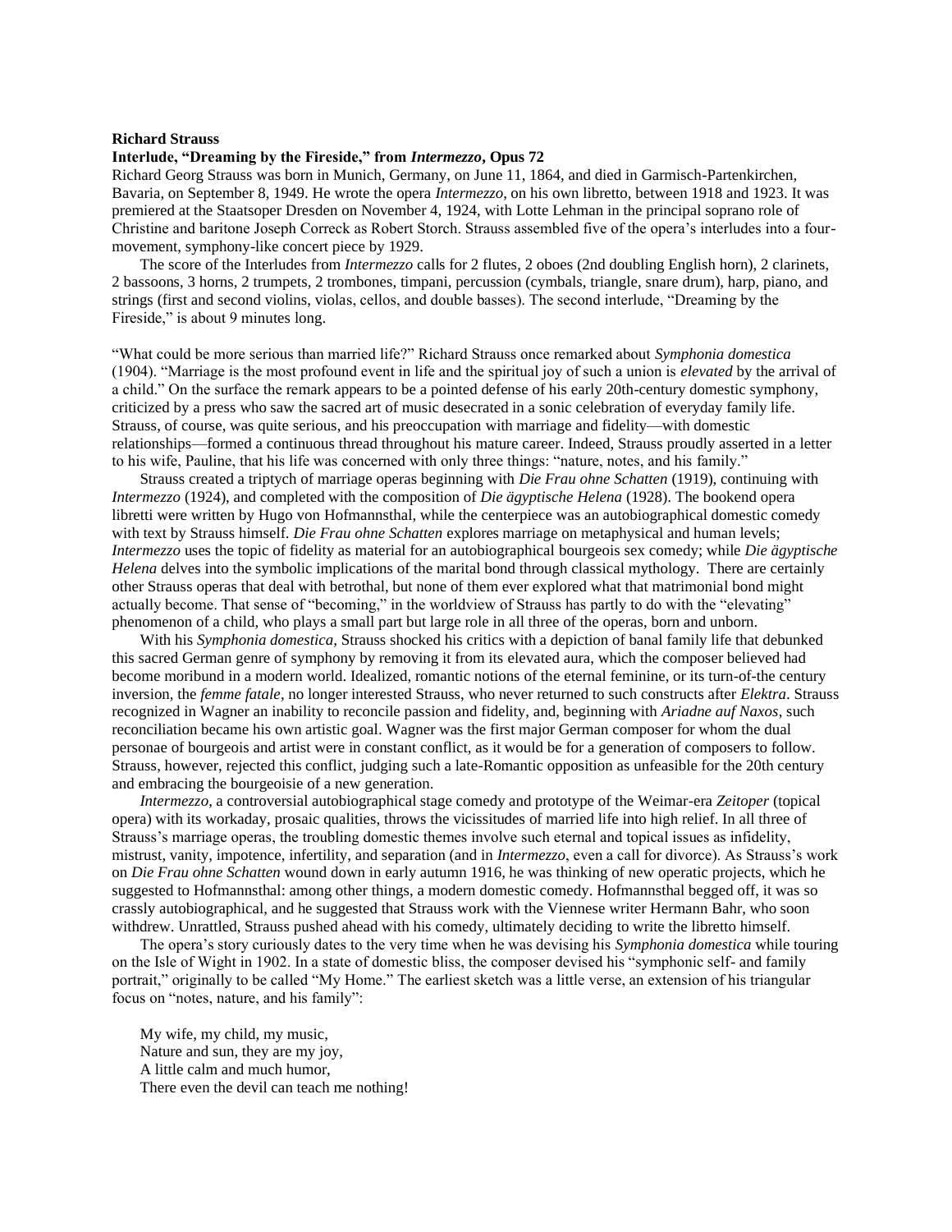**Richard Strauss**

**Interlude, "Dreaming by the Fireside," from *Intermezzo*, Opus 72**

Richard Georg Strauss was born in Munich, Germany, on June 11, 1864, and died in Garmisch-Partenkirchen, Bavaria, on September 8, 1949. He wrote the opera *Intermezzo*, on his own libretto, between 1918 and 1923. It was premiered at the Staatsoper Dresden on November 4, 1924, with Lotte Lehman in the principal soprano role of Christine and baritone Joseph Correck as Robert Storch. Strauss assembled five of the opera's interludes into a four-movement, symphony-like concert piece by 1929.

The score of the Interludes from *Intermezzo* calls for 2 flutes, 2 oboes (2nd doubling English horn), 2 clarinets, 2 bassoons, 3 horns, 2 trumpets, 2 trombones, timpani, percussion (cymbals, triangle, snare drum), harp, piano, and strings (first and second violins, violas, cellos, and double basses). The second interlude, "Dreaming by the Fireside," is about 9 minutes long.

"What could be more serious than married life?" Richard Strauss once remarked about *Symphonia domestica* (1904). "Marriage is the most profound event in life and the spiritual joy of such a union is *elevated* by the arrival of a child." On the surface the remark appears to be a pointed defense of his early 20th-century domestic symphony, criticized by a press who saw the sacred art of music desecrated in a sonic celebration of everyday family life. Strauss, of course, was quite serious, and his preoccupation with marriage and fidelity—with domestic relationships—formed a continuous thread throughout his mature career. Indeed, Strauss proudly asserted in a letter to his wife, Pauline, that his life was concerned with only three things: "nature, notes, and his family."

Strauss created a triptych of marriage operas beginning with *Die Frau ohne Schatten* (1919), continuing with *Intermezzo* (1924), and completed with the composition of *Die ägyptische Helena* (1928). The bookend opera libretti were written by Hugo von Hofmannsthal, while the centerpiece was an autobiographical domestic comedy with text by Strauss himself. *Die Frau ohne Schatten* explores marriage on metaphysical and human levels; *Intermezzo* uses the topic of fidelity as material for an autobiographical bourgeois sex comedy; while *Die ägyptische Helena* delves into the symbolic implications of the marital bond through classical mythology. There are certainly other Strauss operas that deal with betrothal, but none of them ever explored what that matrimonial bond might actually become. That sense of "becoming," in the worldview of Strauss has partly to do with the "elevating" phenomenon of a child, who plays a small part but large role in all three of the operas, born and unborn.

With his *Symphonia domestica*, Strauss shocked his critics with a depiction of banal family life that debunked this sacred German genre of symphony by removing it from its elevated aura, which the composer believed had become moribund in a modern world. Idealized, romantic notions of the eternal feminine, or its turn-of-the century inversion, the *femme fatale*, no longer interested Strauss, who never returned to such constructs after *Elektra*. Strauss recognized in Wagner an inability to reconcile passion and fidelity, and, beginning with *Ariadne auf Naxos*, such reconciliation became his own artistic goal. Wagner was the first major German composer for whom the dual personae of bourgeois and artist were in constant conflict, as it would be for a generation of composers to follow. Strauss, however, rejected this conflict, judging such a late-Romantic opposition as unfeasible for the 20th century and embracing the bourgeoisie of a new generation.

*Intermezzo*, a controversial autobiographical stage comedy and prototype of the Weimar-era *Zeitoper* (topical opera) with its workaday, prosaic qualities, throws the vicissitudes of married life into high relief. In all three of Strauss's marriage operas, the troubling domestic themes involve such eternal and topical issues as infidelity, mistrust, vanity, impotence, infertility, and separation (and in *Intermezzo*, even a call for divorce). As Strauss's work on *Die Frau ohne Schatten* wound down in early autumn 1916, he was thinking of new operatic projects, which he suggested to Hofmannsthal: among other things, a modern domestic comedy. Hofmannsthal begged off, it was so crassly autobiographical, and he suggested that Strauss work with the Viennese writer Hermann Bahr, who soon withdrew. Unrattled, Strauss pushed ahead with his comedy, ultimately deciding to write the libretto himself.

The opera's story curiously dates to the very time when he was devising his *Symphonia domestica* while touring on the Isle of Wight in 1902. In a state of domestic bliss, the composer devised his "symphonic self- and family portrait," originally to be called "My Home." The earliest sketch was a little verse, an extension of his triangular focus on "notes, nature, and his family":

My wife, my child, my music,
Nature and sun, they are my joy,
A little calm and much humor,
There even the devil can teach me nothing!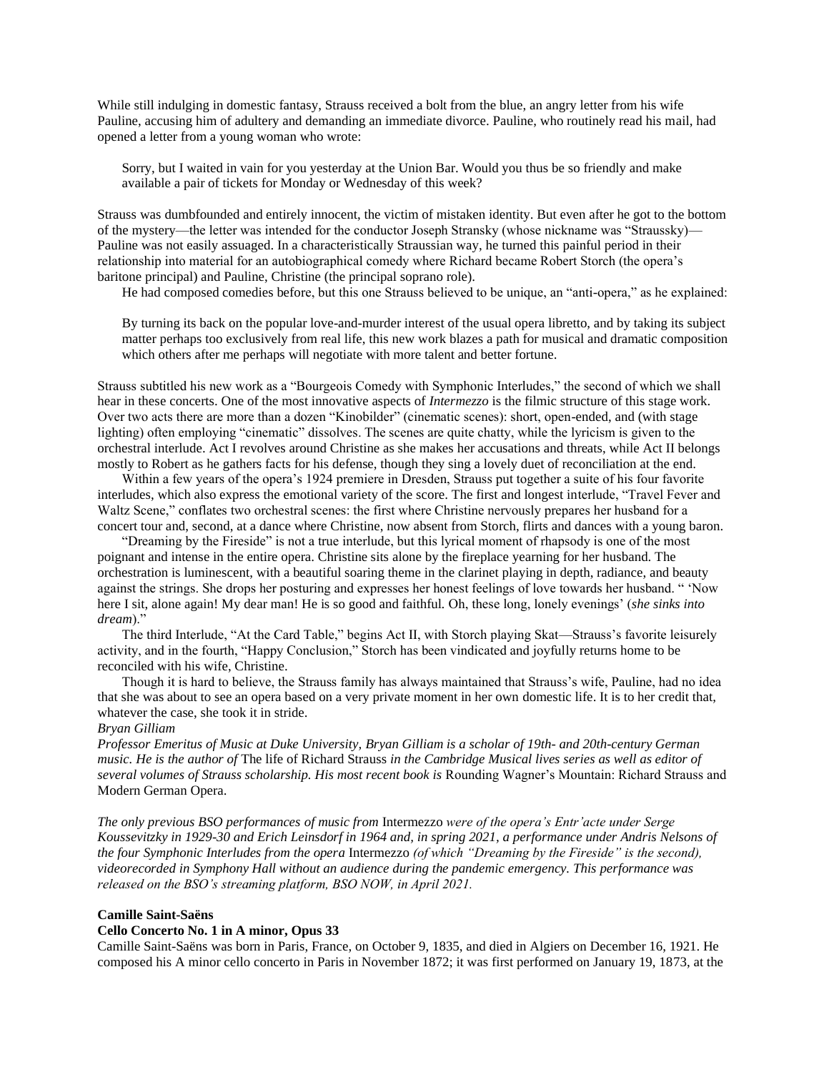While still indulging in domestic fantasy, Strauss received a bolt from the blue, an angry letter from his wife Pauline, accusing him of adultery and demanding an immediate divorce. Pauline, who routinely read his mail, had opened a letter from a young woman who wrote:

> Sorry, but I waited in vain for you yesterday at the Union Bar. Would you thus be so friendly and make available a pair of tickets for Monday or Wednesday of this week?

Strauss was dumbfounded and entirely innocent, the victim of mistaken identity. But even after he got to the bottom of the mystery—the letter was intended for the conductor Joseph Stransky (whose nickname was "Straussky)—Pauline was not easily assuaged. In a characteristically Straussian way, he turned this painful period in their relationship into material for an autobiographical comedy where Richard became Robert Storch (the opera's baritone principal) and Pauline, Christine (the principal soprano role).

He had composed comedies before, but this one Strauss believed to be unique, an "anti-opera," as he explained:

> By turning its back on the popular love-and-murder interest of the usual opera libretto, and by taking its subject matter perhaps too exclusively from real life, this new work blazes a path for musical and dramatic composition which others after me perhaps will negotiate with more talent and better fortune.

Strauss subtitled his new work as a "Bourgeois Comedy with Symphonic Interludes," the second of which we shall hear in these concerts. One of the most innovative aspects of *Intermezzo* is the filmic structure of this stage work. Over two acts there are more than a dozen "Kinobilder" (cinematic scenes): short, open-ended, and (with stage lighting) often employing "cinematic" dissolves. The scenes are quite chatty, while the lyricism is given to the orchestral interlude. Act I revolves around Christine as she makes her accusations and threats, while Act II belongs mostly to Robert as he gathers facts for his defense, though they sing a lovely duet of reconciliation at the end.

Within a few years of the opera's 1924 premiere in Dresden, Strauss put together a suite of his four favorite interludes, which also express the emotional variety of the score. The first and longest interlude, "Travel Fever and Waltz Scene," conflates two orchestral scenes: the first where Christine nervously prepares her husband for a concert tour and, second, at a dance where Christine, now absent from Storch, flirts and dances with a young baron.

"Dreaming by the Fireside" is not a true interlude, but this lyrical moment of rhapsody is one of the most poignant and intense in the entire opera. Christine sits alone by the fireplace yearning for her husband. The orchestration is luminescent, with a beautiful soaring theme in the clarinet playing in depth, radiance, and beauty against the strings. She drops her posturing and expresses her honest feelings of love towards her husband. " 'Now here I sit, alone again! My dear man! He is so good and faithful. Oh, these long, lonely evenings' (*she sinks into dream*)."

The third Interlude, "At the Card Table," begins Act II, with Storch playing Skat—Strauss's favorite leisurely activity, and in the fourth, "Happy Conclusion," Storch has been vindicated and joyfully returns home to be reconciled with his wife, Christine.

Though it is hard to believe, the Strauss family has always maintained that Strauss's wife, Pauline, had no idea that she was about to see an opera based on a very private moment in her own domestic life. It is to her credit that, whatever the case, she took it in stride.

*Bryan Gilliam*

*Professor Emeritus of Music at Duke University, Bryan Gilliam is a scholar of 19th- and 20th-century German music. He is the author of* The life of Richard Strauss *in the Cambridge Musical lives series as well as editor of several volumes of Strauss scholarship. His most recent book is* Rounding Wagner's Mountain: Richard Strauss and Modern German Opera.

*The only previous BSO performances of music from* Intermezzo *were of the opera's Entr'acte under Serge Koussevitzky in 1929-30 and Erich Leinsdorf in 1964 and, in spring 2021, a performance under Andris Nelsons of the four Symphonic Interludes from the opera* Intermezzo *(of which "Dreaming by the Fireside" is the second), videorecorded in Symphony Hall without an audience during the pandemic emergency. This performance was released on the BSO's streaming platform, BSO NOW, in April 2021.*

**Camille Saint-Saëns**

**Cello Concerto No. 1 in A minor, Opus 33**

Camille Saint-Saëns was born in Paris, France, on October 9, 1835, and died in Algiers on December 16, 1921. He composed his A minor cello concerto in Paris in November 1872; it was first performed on January 19, 1873, at the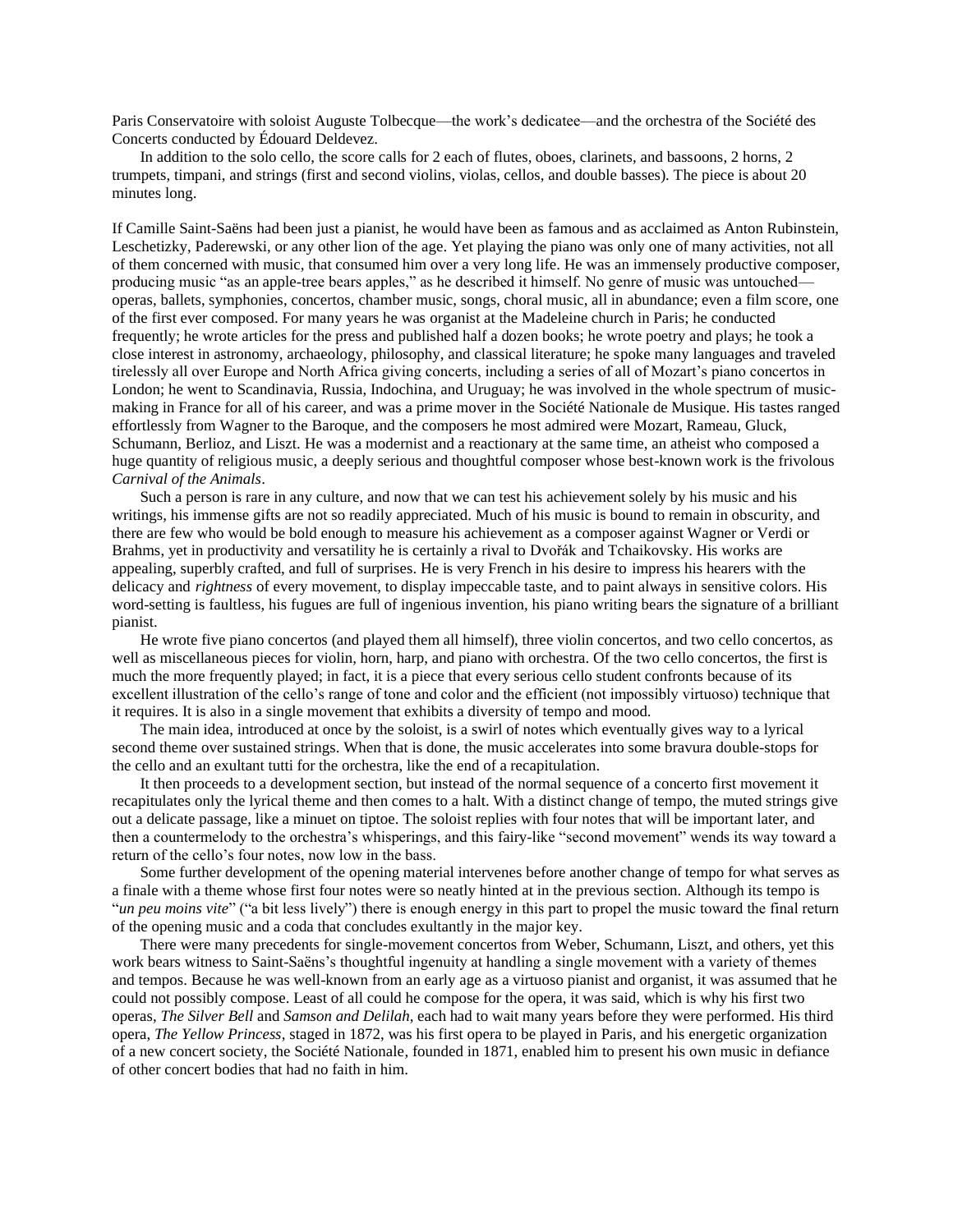Paris Conservatoire with soloist Auguste Tolbecque—the work's dedicatee—and the orchestra of the Société des Concerts conducted by Édouard Deldevez.

In addition to the solo cello, the score calls for 2 each of flutes, oboes, clarinets, and bassoons, 2 horns, 2 trumpets, timpani, and strings (first and second violins, violas, cellos, and double basses). The piece is about 20 minutes long.

If Camille Saint-Saëns had been just a pianist, he would have been as famous and as acclaimed as Anton Rubinstein, Leschetizky, Paderewski, or any other lion of the age. Yet playing the piano was only one of many activities, not all of them concerned with music, that consumed him over a very long life. He was an immensely productive composer, producing music "as an apple-tree bears apples," as he described it himself. No genre of music was untouched—operas, ballets, symphonies, concertos, chamber music, songs, choral music, all in abundance; even a film score, one of the first ever composed. For many years he was organist at the Madeleine church in Paris; he conducted frequently; he wrote articles for the press and published half a dozen books; he wrote poetry and plays; he took a close interest in astronomy, archaeology, philosophy, and classical literature; he spoke many languages and traveled tirelessly all over Europe and North Africa giving concerts, including a series of all of Mozart's piano concertos in London; he went to Scandinavia, Russia, Indochina, and Uruguay; he was involved in the whole spectrum of music-making in France for all of his career, and was a prime mover in the Société Nationale de Musique. His tastes ranged effortlessly from Wagner to the Baroque, and the composers he most admired were Mozart, Rameau, Gluck, Schumann, Berlioz, and Liszt. He was a modernist and a reactionary at the same time, an atheist who composed a huge quantity of religious music, a deeply serious and thoughtful composer whose best-known work is the frivolous *Carnival of the Animals*.

Such a person is rare in any culture, and now that we can test his achievement solely by his music and his writings, his immense gifts are not so readily appreciated. Much of his music is bound to remain in obscurity, and there are few who would be bold enough to measure his achievement as a composer against Wagner or Verdi or Brahms, yet in productivity and versatility he is certainly a rival to Dvořák and Tchaikovsky. His works are appealing, superbly crafted, and full of surprises. He is very French in his desire to impress his hearers with the delicacy and *rightness* of every movement, to display impeccable taste, and to paint always in sensitive colors. His word-setting is faultless, his fugues are full of ingenious invention, his piano writing bears the signature of a brilliant pianist.

He wrote five piano concertos (and played them all himself), three violin concertos, and two cello concertos, as well as miscellaneous pieces for violin, horn, harp, and piano with orchestra. Of the two cello concertos, the first is much the more frequently played; in fact, it is a piece that every serious cello student confronts because of its excellent illustration of the cello's range of tone and color and the efficient (not impossibly virtuoso) technique that it requires. It is also in a single movement that exhibits a diversity of tempo and mood.

The main idea, introduced at once by the soloist, is a swirl of notes which eventually gives way to a lyrical second theme over sustained strings. When that is done, the music accelerates into some bravura double-stops for the cello and an exultant tutti for the orchestra, like the end of a recapitulation.

It then proceeds to a development section, but instead of the normal sequence of a concerto first movement it recapitulates only the lyrical theme and then comes to a halt. With a distinct change of tempo, the muted strings give out a delicate passage, like a minuet on tiptoe. The soloist replies with four notes that will be important later, and then a countermelody to the orchestra's whisperings, and this fairy-like "second movement" wends its way toward a return of the cello's four notes, now low in the bass.

Some further development of the opening material intervenes before another change of tempo for what serves as a finale with a theme whose first four notes were so neatly hinted at in the previous section. Although its tempo is "*un peu moins vite*" ("a bit less lively") there is enough energy in this part to propel the music toward the final return of the opening music and a coda that concludes exultantly in the major key.

There were many precedents for single-movement concertos from Weber, Schumann, Liszt, and others, yet this work bears witness to Saint-Saëns's thoughtful ingenuity at handling a single movement with a variety of themes and tempos. Because he was well-known from an early age as a virtuoso pianist and organist, it was assumed that he could not possibly compose. Least of all could he compose for the opera, it was said, which is why his first two operas, *The Silver Bell* and *Samson and Delilah*, each had to wait many years before they were performed. His third opera, *The Yellow Princess*, staged in 1872, was his first opera to be played in Paris, and his energetic organization of a new concert society, the Société Nationale, founded in 1871, enabled him to present his own music in defiance of other concert bodies that had no faith in him.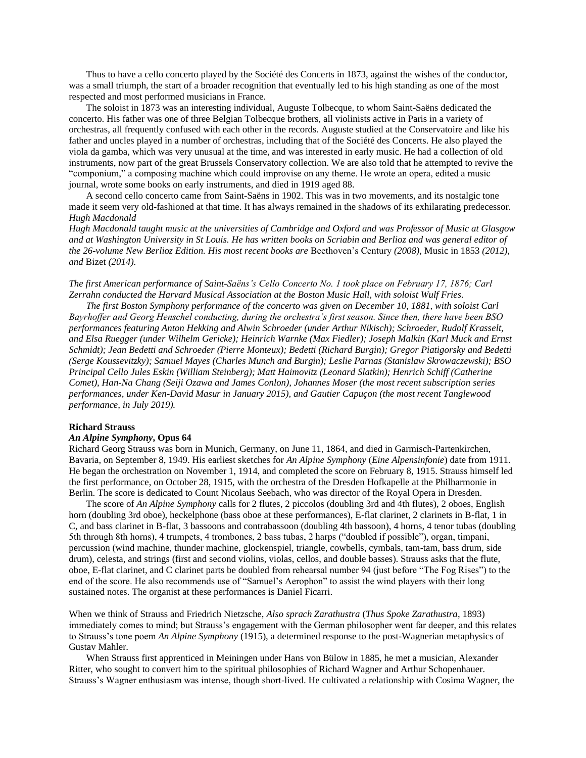Thus to have a cello concerto played by the Société des Concerts in 1873, against the wishes of the conductor, was a small triumph, the start of a broader recognition that eventually led to his high standing as one of the most respected and most performed musicians in France.

The soloist in 1873 was an interesting individual, Auguste Tolbecque, to whom Saint-Saëns dedicated the concerto. His father was one of three Belgian Tolbecque brothers, all violinists active in Paris in a variety of orchestras, all frequently confused with each other in the records. Auguste studied at the Conservatoire and like his father and uncles played in a number of orchestras, including that of the Société des Concerts. He also played the viola da gamba, which was very unusual at the time, and was interested in early music. He had a collection of old instruments, now part of the great Brussels Conservatory collection. We are also told that he attempted to revive the "componium," a composing machine which could improvise on any theme. He wrote an opera, edited a music journal, wrote some books on early instruments, and died in 1919 aged 88.

A second cello concerto came from Saint-Saëns in 1902. This was in two movements, and its nostalgic tone made it seem very old-fashioned at that time. It has always remained in the shadows of its exhilarating predecessor.

*Hugh Macdonald*

*Hugh Macdonald taught music at the universities of Cambridge and Oxford and was Professor of Music at Glasgow and at Washington University in St Louis. He has written books on Scriabin and Berlioz and was general editor of the 26-volume New Berlioz Edition. His most recent books are* Beethoven's Century *(2008),* Music in 1853 *(2012), and* Bizet *(2014).*

*The first American performance of Saint-Saëns's Cello Concerto No. 1 took place on February 17, 1876; Carl Zerrahn conducted the Harvard Musical Association at the Boston Music Hall, with soloist Wulf Fries.*

*The first Boston Symphony performance of the concerto was given on December 10, 1881, with soloist Carl Bayrhoffer and Georg Henschel conducting, during the orchestra's first season. Since then, there have been BSO performances featuring Anton Hekking and Alwin Schroeder (under Arthur Nikisch); Schroeder, Rudolf Krasselt, and Elsa Ruegger (under Wilhelm Gericke); Heinrich Warnke (Max Fiedler); Joseph Malkin (Karl Muck and Ernst Schmidt); Jean Bedetti and Schroeder (Pierre Monteux); Bedetti (Richard Burgin); Gregor Piatigorsky and Bedetti (Serge Koussevitzky); Samuel Mayes (Charles Munch and Burgin); Leslie Parnas (Stanislaw Skrowaczewski); BSO Principal Cello Jules Eskin (William Steinberg); Matt Haimovitz (Leonard Slatkin); Henrich Schiff (Catherine Comet), Han-Na Chang (Seiji Ozawa and James Conlon), Johannes Moser (the most recent subscription series performances, under Ken-David Masur in January 2015), and Gautier Capuçon (the most recent Tanglewood performance, in July 2019).*

**Richard Strauss**

***An Alpine Symphony*, Opus 64**

Richard Georg Strauss was born in Munich, Germany, on June 11, 1864, and died in Garmisch-Partenkirchen, Bavaria, on September 8, 1949. His earliest sketches for *An Alpine Symphony* (*Eine Alpensinfonie*) date from 1911. He began the orchestration on November 1, 1914, and completed the score on February 8, 1915. Strauss himself led the first performance, on October 28, 1915, with the orchestra of the Dresden Hofkapelle at the Philharmonie in Berlin. The score is dedicated to Count Nicolaus Seebach, who was director of the Royal Opera in Dresden.

The score of *An Alpine Symphony* calls for 2 flutes, 2 piccolos (doubling 3rd and 4th flutes), 2 oboes, English horn (doubling 3rd oboe), heckelphone (bass oboe at these performances), E-flat clarinet, 2 clarinets in B-flat, 1 in C, and bass clarinet in B-flat, 3 bassoons and contrabassoon (doubling 4th bassoon), 4 horns, 4 tenor tubas (doubling 5th through 8th horns), 4 trumpets, 4 trombones, 2 bass tubas, 2 harps ("doubled if possible"), organ, timpani, percussion (wind machine, thunder machine, glockenspiel, triangle, cowbells, cymbals, tam-tam, bass drum, side drum), celesta, and strings (first and second violins, violas, cellos, and double basses). Strauss asks that the flute, oboe, E-flat clarinet, and C clarinet parts be doubled from rehearsal number 94 (just before "The Fog Rises") to the end of the score. He also recommends use of "Samuel's Aerophon" to assist the wind players with their long sustained notes. The organist at these performances is Daniel Ficarri.

When we think of Strauss and Friedrich Nietzsche, *Also sprach Zarathustra* (*Thus Spoke Zarathustra*, 1893) immediately comes to mind; but Strauss's engagement with the German philosopher went far deeper, and this relates to Strauss's tone poem *An Alpine Symphony* (1915), a determined response to the post-Wagnerian metaphysics of Gustav Mahler.

When Strauss first apprenticed in Meiningen under Hans von Bülow in 1885, he met a musician, Alexander Ritter, who sought to convert him to the spiritual philosophies of Richard Wagner and Arthur Schopenhauer. Strauss's Wagner enthusiasm was intense, though short-lived. He cultivated a relationship with Cosima Wagner, the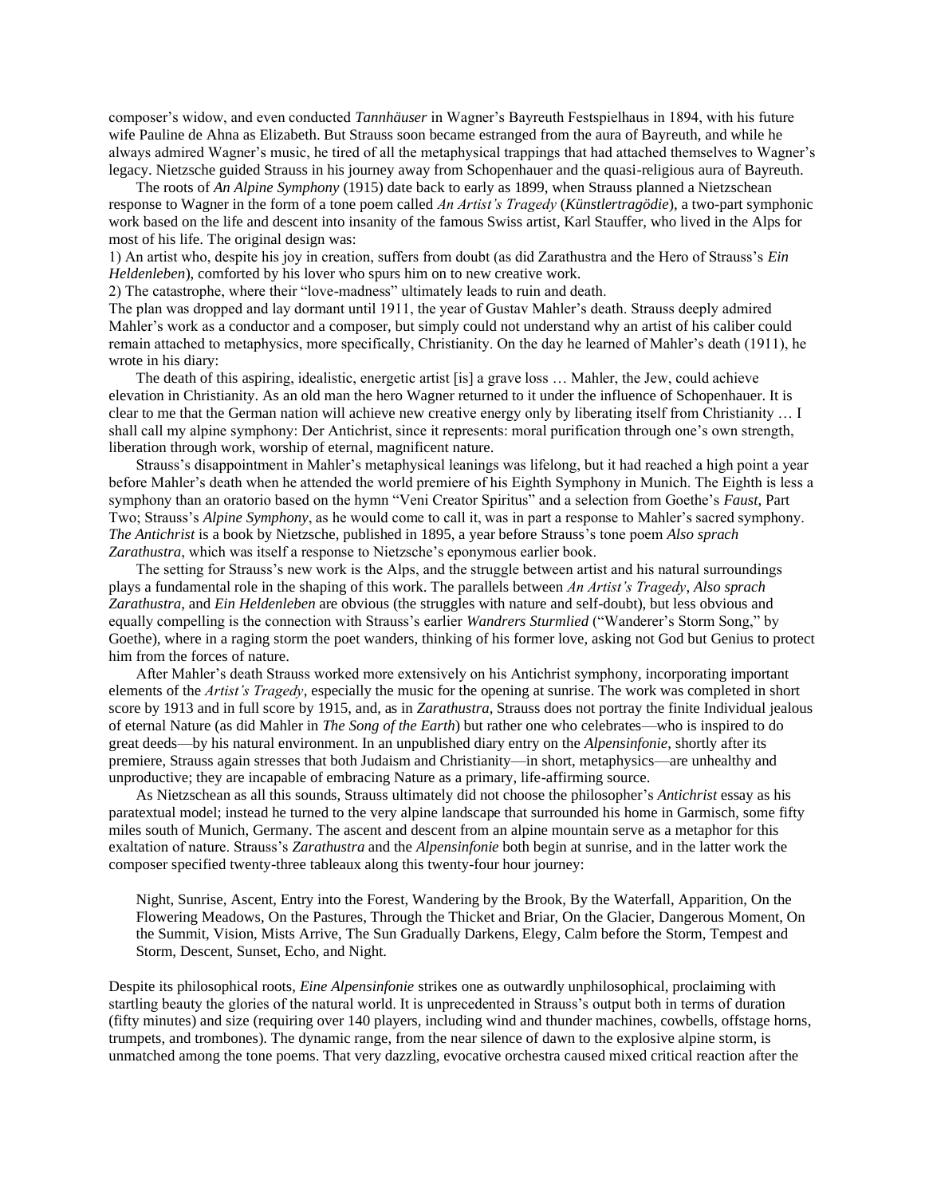composer's widow, and even conducted *Tannhäuser* in Wagner's Bayreuth Festspielhaus in 1894, with his future wife Pauline de Ahna as Elizabeth. But Strauss soon became estranged from the aura of Bayreuth, and while he always admired Wagner's music, he tired of all the metaphysical trappings that had attached themselves to Wagner's legacy. Nietzsche guided Strauss in his journey away from Schopenhauer and the quasi-religious aura of Bayreuth.

The roots of *An Alpine Symphony* (1915) date back to early as 1899, when Strauss planned a Nietzschean response to Wagner in the form of a tone poem called *An Artist's Tragedy* (*Künstlertragödie*), a two-part symphonic work based on the life and descent into insanity of the famous Swiss artist, Karl Stauffer, who lived in the Alps for most of his life. The original design was:

1) An artist who, despite his joy in creation, suffers from doubt (as did Zarathustra and the Hero of Strauss's *Ein Heldenleben*), comforted by his lover who spurs him on to new creative work.
2) The catastrophe, where their "love-madness" ultimately leads to ruin and death.

The plan was dropped and lay dormant until 1911, the year of Gustav Mahler's death. Strauss deeply admired Mahler's work as a conductor and a composer, but simply could not understand why an artist of his caliber could remain attached to metaphysics, more specifically, Christianity. On the day he learned of Mahler's death (1911), he wrote in his diary:

The death of this aspiring, idealistic, energetic artist [is] a grave loss … Mahler, the Jew, could achieve elevation in Christianity. As an old man the hero Wagner returned to it under the influence of Schopenhauer. It is clear to me that the German nation will achieve new creative energy only by liberating itself from Christianity … I shall call my alpine symphony: Der Antichrist, since it represents: moral purification through one's own strength, liberation through work, worship of eternal, magnificent nature.

Strauss's disappointment in Mahler's metaphysical leanings was lifelong, but it had reached a high point a year before Mahler's death when he attended the world premiere of his Eighth Symphony in Munich. The Eighth is less a symphony than an oratorio based on the hymn "Veni Creator Spiritus" and a selection from Goethe's *Faust*, Part Two; Strauss's *Alpine Symphony*, as he would come to call it, was in part a response to Mahler's sacred symphony. *The Antichrist* is a book by Nietzsche, published in 1895, a year before Strauss's tone poem *Also sprach Zarathustra*, which was itself a response to Nietzsche's eponymous earlier book.

The setting for Strauss's new work is the Alps, and the struggle between artist and his natural surroundings plays a fundamental role in the shaping of this work. The parallels between *An Artist's Tragedy*, *Also sprach Zarathustra*, and *Ein Heldenleben* are obvious (the struggles with nature and self-doubt), but less obvious and equally compelling is the connection with Strauss's earlier *Wandrers Sturmlied* ("Wanderer's Storm Song," by Goethe), where in a raging storm the poet wanders, thinking of his former love, asking not God but Genius to protect him from the forces of nature.

After Mahler's death Strauss worked more extensively on his Antichrist symphony, incorporating important elements of the *Artist's Tragedy*, especially the music for the opening at sunrise. The work was completed in short score by 1913 and in full score by 1915, and, as in *Zarathustra*, Strauss does not portray the finite Individual jealous of eternal Nature (as did Mahler in *The Song of the Earth*) but rather one who celebrates—who is inspired to do great deeds—by his natural environment. In an unpublished diary entry on the *Alpensinfonie*, shortly after its premiere, Strauss again stresses that both Judaism and Christianity—in short, metaphysics—are unhealthy and unproductive; they are incapable of embracing Nature as a primary, life-affirming source.

As Nietzschean as all this sounds, Strauss ultimately did not choose the philosopher's *Antichrist* essay as his paratextual model; instead he turned to the very alpine landscape that surrounded his home in Garmisch, some fifty miles south of Munich, Germany. The ascent and descent from an alpine mountain serve as a metaphor for this exaltation of nature. Strauss's *Zarathustra* and the *Alpensinfonie* both begin at sunrise, and in the latter work the composer specified twenty-three tableaux along this twenty-four hour journey:

> Night, Sunrise, Ascent, Entry into the Forest, Wandering by the Brook, By the Waterfall, Apparition, On the Flowering Meadows, On the Pastures, Through the Thicket and Briar, On the Glacier, Dangerous Moment, On the Summit, Vision, Mists Arrive, The Sun Gradually Darkens, Elegy, Calm before the Storm, Tempest and Storm, Descent, Sunset, Echo, and Night.

Despite its philosophical roots, *Eine Alpensinfonie* strikes one as outwardly unphilosophical, proclaiming with startling beauty the glories of the natural world. It is unprecedented in Strauss's output both in terms of duration (fifty minutes) and size (requiring over 140 players, including wind and thunder machines, cowbells, offstage horns, trumpets, and trombones). The dynamic range, from the near silence of dawn to the explosive alpine storm, is unmatched among the tone poems. That very dazzling, evocative orchestra caused mixed critical reaction after the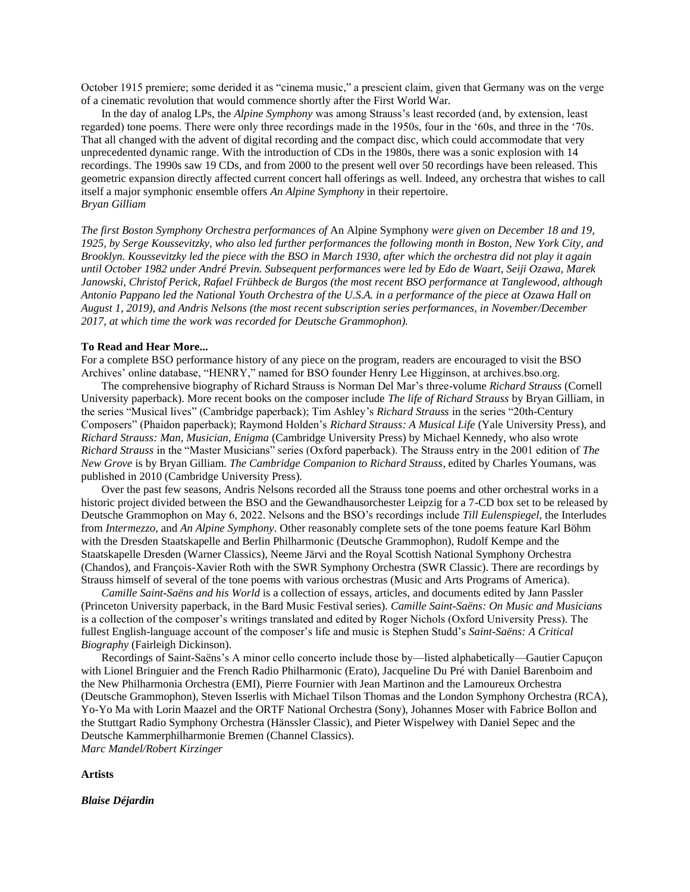October 1915 premiere; some derided it as "cinema music," a prescient claim, given that Germany was on the verge of a cinematic revolution that would commence shortly after the First World War.

In the day of analog LPs, the *Alpine Symphony* was among Strauss's least recorded (and, by extension, least regarded) tone poems. There were only three recordings made in the 1950s, four in the '60s, and three in the '70s. That all changed with the advent of digital recording and the compact disc, which could accommodate that very unprecedented dynamic range. With the introduction of CDs in the 1980s, there was a sonic explosion with 14 recordings. The 1990s saw 19 CDs, and from 2000 to the present well over 50 recordings have been released. This geometric expansion directly affected current concert hall offerings as well. Indeed, any orchestra that wishes to call itself a major symphonic ensemble offers *An Alpine Symphony* in their repertoire.
*Bryan Gilliam*

*The first Boston Symphony Orchestra performances of* An Alpine Symphony *were given on December 18 and 19, 1925, by Serge Koussevitzky, who also led further performances the following month in Boston, New York City, and Brooklyn. Koussevitzky led the piece with the BSO in March 1930, after which the orchestra did not play it again until October 1982 under André Previn. Subsequent performances were led by Edo de Waart, Seiji Ozawa, Marek Janowski, Christof Perick, Rafael Frühbeck de Burgos (the most recent BSO performance at Tanglewood, although Antonio Pappano led the National Youth Orchestra of the U.S.A. in a performance of the piece at Ozawa Hall on August 1, 2019), and Andris Nelsons (the most recent subscription series performances, in November/December 2017, at which time the work was recorded for Deutsche Grammophon).*

**To Read and Hear More...**

For a complete BSO performance history of any piece on the program, readers are encouraged to visit the BSO Archives' online database, "HENRY," named for BSO founder Henry Lee Higginson, at archives.bso.org.

The comprehensive biography of Richard Strauss is Norman Del Mar's three-volume *Richard Strauss* (Cornell University paperback). More recent books on the composer include *The life of Richard Strauss* by Bryan Gilliam, in the series "Musical lives" (Cambridge paperback); Tim Ashley's *Richard Strauss* in the series "20th-Century Composers" (Phaidon paperback); Raymond Holden's *Richard Strauss: A Musical Life* (Yale University Press), and *Richard Strauss: Man, Musician, Enigma* (Cambridge University Press) by Michael Kennedy, who also wrote *Richard Strauss* in the "Master Musicians" series (Oxford paperback). The Strauss entry in the 2001 edition of *The New Grove* is by Bryan Gilliam. *The Cambridge Companion to Richard Strauss*, edited by Charles Youmans, was published in 2010 (Cambridge University Press).

Over the past few seasons, Andris Nelsons recorded all the Strauss tone poems and other orchestral works in a historic project divided between the BSO and the Gewandhausorchester Leipzig for a 7-CD box set to be released by Deutsche Grammophon on May 6, 2022. Nelsons and the BSO's recordings include *Till Eulenspiegel*, the Interludes from *Intermezzo*, and *An Alpine Symphony*. Other reasonably complete sets of the tone poems feature Karl Böhm with the Dresden Staatskapelle and Berlin Philharmonic (Deutsche Grammophon), Rudolf Kempe and the Staatskapelle Dresden (Warner Classics), Neeme Järvi and the Royal Scottish National Symphony Orchestra (Chandos), and François-Xavier Roth with the SWR Symphony Orchestra (SWR Classic). There are recordings by Strauss himself of several of the tone poems with various orchestras (Music and Arts Programs of America).

*Camille Saint-Saëns and his World* is a collection of essays, articles, and documents edited by Jann Passler (Princeton University paperback, in the Bard Music Festival series). *Camille Saint-Saëns: On Music and Musicians* is a collection of the composer's writings translated and edited by Roger Nichols (Oxford University Press). The fullest English-language account of the composer's life and music is Stephen Studd's *Saint-Saëns: A Critical Biography* (Fairleigh Dickinson).

Recordings of Saint-Saëns's A minor cello concerto include those by—listed alphabetically—Gautier Capuçon with Lionel Bringuier and the French Radio Philharmonic (Erato), Jacqueline Du Pré with Daniel Barenboim and the New Philharmonia Orchestra (EMI), Pierre Fournier with Jean Martinon and the Lamoureux Orchestra (Deutsche Grammophon), Steven Isserlis with Michael Tilson Thomas and the London Symphony Orchestra (RCA), Yo-Yo Ma with Lorin Maazel and the ORTF National Orchestra (Sony), Johannes Moser with Fabrice Bollon and the Stuttgart Radio Symphony Orchestra (Hänssler Classic), and Pieter Wispelwey with Daniel Sepec and the Deutsche Kammerphilharmonie Bremen (Channel Classics).
*Marc Mandel/Robert Kirzinger*

**Artists**

***Blaise Déjardin***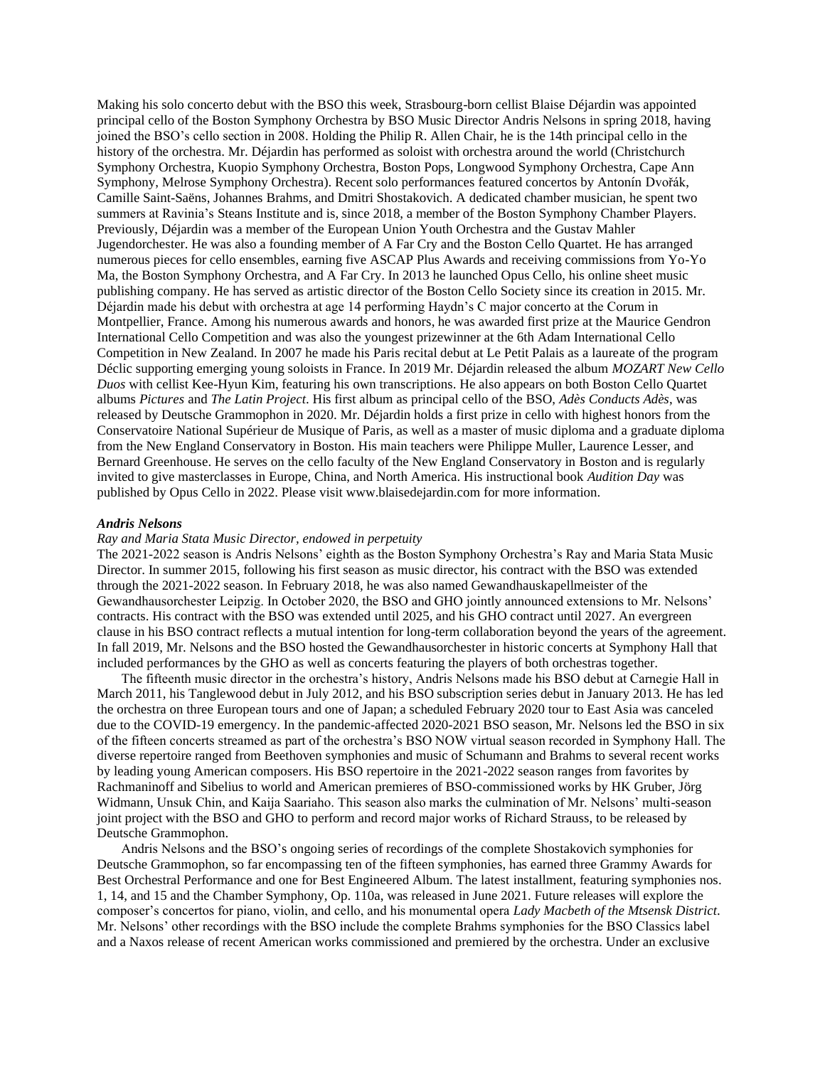Making his solo concerto debut with the BSO this week, Strasbourg-born cellist Blaise Déjardin was appointed principal cello of the Boston Symphony Orchestra by BSO Music Director Andris Nelsons in spring 2018, having joined the BSO's cello section in 2008. Holding the Philip R. Allen Chair, he is the 14th principal cello in the history of the orchestra. Mr. Déjardin has performed as soloist with orchestra around the world (Christchurch Symphony Orchestra, Kuopio Symphony Orchestra, Boston Pops, Longwood Symphony Orchestra, Cape Ann Symphony, Melrose Symphony Orchestra). Recent solo performances featured concertos by Antonín Dvořák, Camille Saint-Saëns, Johannes Brahms, and Dmitri Shostakovich. A dedicated chamber musician, he spent two summers at Ravinia's Steans Institute and is, since 2018, a member of the Boston Symphony Chamber Players. Previously, Déjardin was a member of the European Union Youth Orchestra and the Gustav Mahler Jugendorchester. He was also a founding member of A Far Cry and the Boston Cello Quartet. He has arranged numerous pieces for cello ensembles, earning five ASCAP Plus Awards and receiving commissions from Yo-Yo Ma, the Boston Symphony Orchestra, and A Far Cry. In 2013 he launched Opus Cello, his online sheet music publishing company. He has served as artistic director of the Boston Cello Society since its creation in 2015. Mr. Déjardin made his debut with orchestra at age 14 performing Haydn's C major concerto at the Corum in Montpellier, France. Among his numerous awards and honors, he was awarded first prize at the Maurice Gendron International Cello Competition and was also the youngest prizewinner at the 6th Adam International Cello Competition in New Zealand. In 2007 he made his Paris recital debut at Le Petit Palais as a laureate of the program Déclic supporting emerging young soloists in France. In 2019 Mr. Déjardin released the album *MOZART New Cello Duos* with cellist Kee-Hyun Kim, featuring his own transcriptions. He also appears on both Boston Cello Quartet albums *Pictures* and *The Latin Project*. His first album as principal cello of the BSO, *Adès Conducts Adès*, was released by Deutsche Grammophon in 2020. Mr. Déjardin holds a first prize in cello with highest honors from the Conservatoire National Supérieur de Musique of Paris, as well as a master of music diploma and a graduate diploma from the New England Conservatory in Boston. His main teachers were Philippe Muller, Laurence Lesser, and Bernard Greenhouse. He serves on the cello faculty of the New England Conservatory in Boston and is regularly invited to give masterclasses in Europe, China, and North America. His instructional book *Audition Day* was published by Opus Cello in 2022. Please visit www.blaisedejardin.com for more information.

***Andris Nelsons***

*Ray and Maria Stata Music Director, endowed in perpetuity*

The 2021-2022 season is Andris Nelsons' eighth as the Boston Symphony Orchestra's Ray and Maria Stata Music Director. In summer 2015, following his first season as music director, his contract with the BSO was extended through the 2021-2022 season. In February 2018, he was also named Gewandhauskapellmeister of the Gewandhausorchester Leipzig. In October 2020, the BSO and GHO jointly announced extensions to Mr. Nelsons' contracts. His contract with the BSO was extended until 2025, and his GHO contract until 2027. An evergreen clause in his BSO contract reflects a mutual intention for long-term collaboration beyond the years of the agreement. In fall 2019, Mr. Nelsons and the BSO hosted the Gewandhausorchester in historic concerts at Symphony Hall that included performances by the GHO as well as concerts featuring the players of both orchestras together.

The fifteenth music director in the orchestra's history, Andris Nelsons made his BSO debut at Carnegie Hall in March 2011, his Tanglewood debut in July 2012, and his BSO subscription series debut in January 2013. He has led the orchestra on three European tours and one of Japan; a scheduled February 2020 tour to East Asia was canceled due to the COVID-19 emergency. In the pandemic-affected 2020-2021 BSO season, Mr. Nelsons led the BSO in six of the fifteen concerts streamed as part of the orchestra's BSO NOW virtual season recorded in Symphony Hall. The diverse repertoire ranged from Beethoven symphonies and music of Schumann and Brahms to several recent works by leading young American composers. His BSO repertoire in the 2021-2022 season ranges from favorites by Rachmaninoff and Sibelius to world and American premieres of BSO-commissioned works by HK Gruber, Jörg Widmann, Unsuk Chin, and Kaija Saariaho. This season also marks the culmination of Mr. Nelsons' multi-season joint project with the BSO and GHO to perform and record major works of Richard Strauss, to be released by Deutsche Grammophon.

Andris Nelsons and the BSO's ongoing series of recordings of the complete Shostakovich symphonies for Deutsche Grammophon, so far encompassing ten of the fifteen symphonies, has earned three Grammy Awards for Best Orchestral Performance and one for Best Engineered Album. The latest installment, featuring symphonies nos. 1, 14, and 15 and the Chamber Symphony, Op. 110a, was released in June 2021. Future releases will explore the composer's concertos for piano, violin, and cello, and his monumental opera *Lady Macbeth of the Mtsensk District*. Mr. Nelsons' other recordings with the BSO include the complete Brahms symphonies for the BSO Classics label and a Naxos release of recent American works commissioned and premiered by the orchestra. Under an exclusive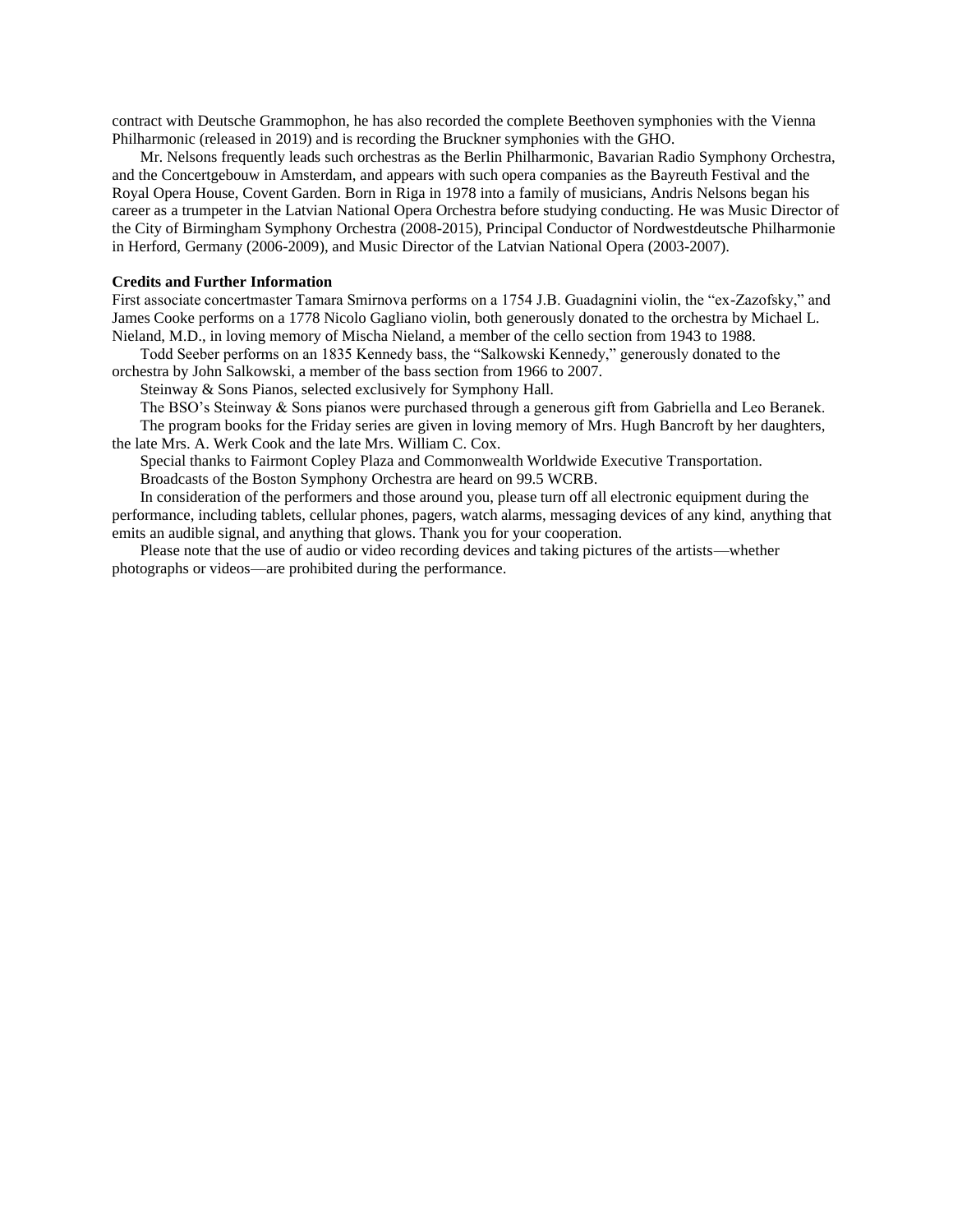contract with Deutsche Grammophon, he has also recorded the complete Beethoven symphonies with the Vienna Philharmonic (released in 2019) and is recording the Bruckner symphonies with the GHO.

Mr. Nelsons frequently leads such orchestras as the Berlin Philharmonic, Bavarian Radio Symphony Orchestra, and the Concertgebouw in Amsterdam, and appears with such opera companies as the Bayreuth Festival and the Royal Opera House, Covent Garden. Born in Riga in 1978 into a family of musicians, Andris Nelsons began his career as a trumpeter in the Latvian National Opera Orchestra before studying conducting. He was Music Director of the City of Birmingham Symphony Orchestra (2008-2015), Principal Conductor of Nordwestdeutsche Philharmonie in Herford, Germany (2006-2009), and Music Director of the Latvian National Opera (2003-2007).

**Credits and Further Information**

First associate concertmaster Tamara Smirnova performs on a 1754 J.B. Guadagnini violin, the "ex-Zazofsky," and James Cooke performs on a 1778 Nicolo Gagliano violin, both generously donated to the orchestra by Michael L. Nieland, M.D., in loving memory of Mischa Nieland, a member of the cello section from 1943 to 1988.

Todd Seeber performs on an 1835 Kennedy bass, the "Salkowski Kennedy," generously donated to the orchestra by John Salkowski, a member of the bass section from 1966 to 2007.

Steinway & Sons Pianos, selected exclusively for Symphony Hall.

The BSO's Steinway & Sons pianos were purchased through a generous gift from Gabriella and Leo Beranek.

The program books for the Friday series are given in loving memory of Mrs. Hugh Bancroft by her daughters, the late Mrs. A. Werk Cook and the late Mrs. William C. Cox.

Special thanks to Fairmont Copley Plaza and Commonwealth Worldwide Executive Transportation.

Broadcasts of the Boston Symphony Orchestra are heard on 99.5 WCRB.

In consideration of the performers and those around you, please turn off all electronic equipment during the performance, including tablets, cellular phones, pagers, watch alarms, messaging devices of any kind, anything that emits an audible signal, and anything that glows. Thank you for your cooperation.

Please note that the use of audio or video recording devices and taking pictures of the artists—whether photographs or videos—are prohibited during the performance.